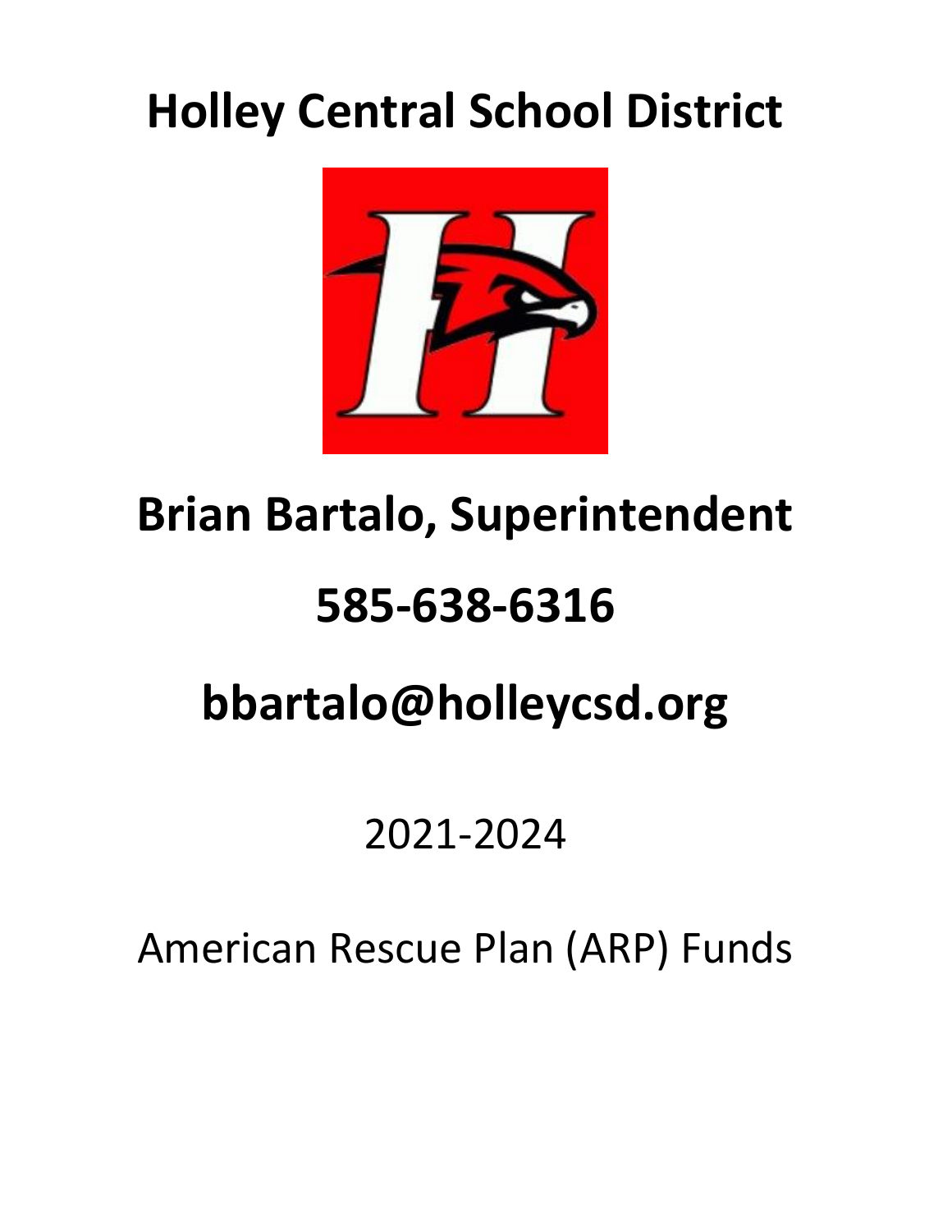# Holley Central School District

## Brian Bartalo, Superintendent

## 585-638-6316

## bbartalo@holleycsd.org

2021-2024

American Rescue Plan (ARP) Funds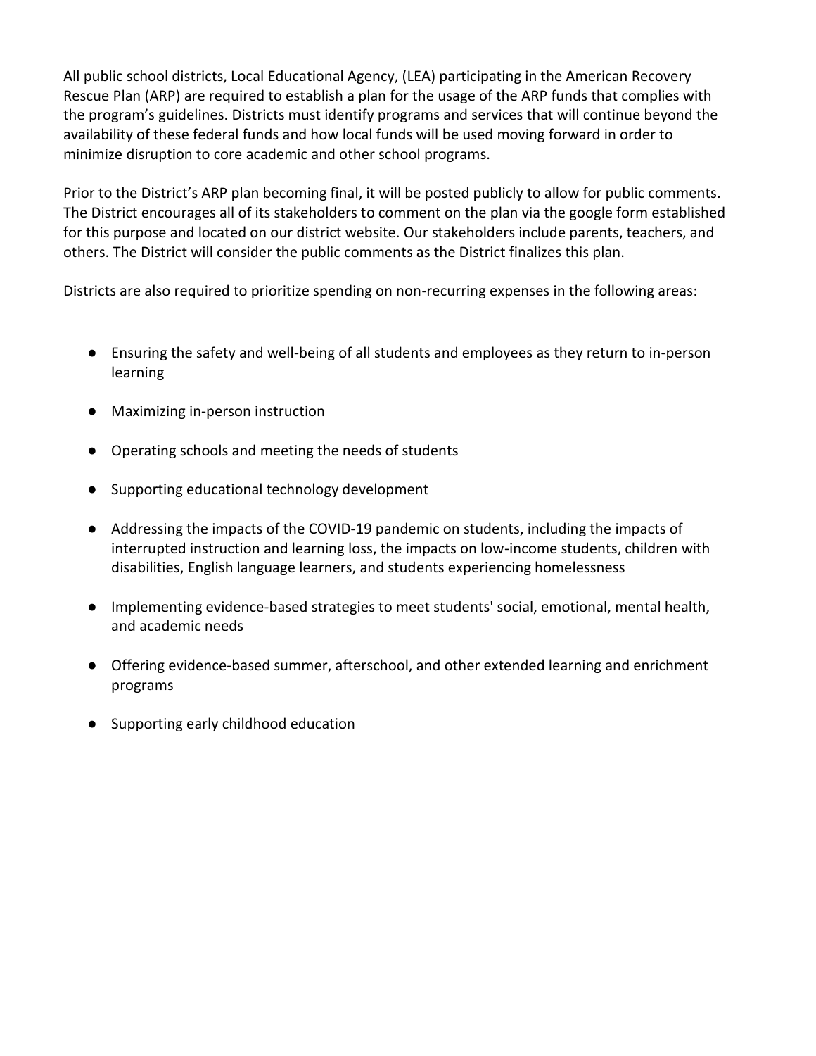All public school districts, Local Educational Agency, (LEA) participating in the American Recovery Rescue Plan (ARP) are required to establish a plan for the usage of the ARP funds that complies with the program's guidelines. Districts must identify programs and services that will continue beyond the availability of these federal funds and how local funds will be used moving forward in order to minimize disruption to core academic and other school programs.

Prior to the District's ARP plan becoming final, it will be posted publicly to allow for public comments. The District encourages all of its stakeholders to comment on the plan via the google form established for this purpose and located on our district website. Our stakeholders include parents, teachers, and others. The District will consider the public comments as the District finalizes this plan.

Districts are also required to prioritize spending on non-recurring expenses in the following areas:

- Ensuring the safety and well-being of all students and employees as they return to in-person learning
- Maximizing in-person instruction
- Operating schools and meeting the needs of students
- Supporting educational technology development
- Addressing the impacts of the COVID-19 pandemic on students, including the impacts of interrupted instruction and learning loss, the impacts on low-income students, children with disabilities, English language learners, and students experiencing homelessness
- Implementing evidence-based strategies to meet students' social, emotional, mental health, and academic needs
- Offering evidence-based summer, afterschool, and other extended learning and enrichment programs
- Supporting early childhood education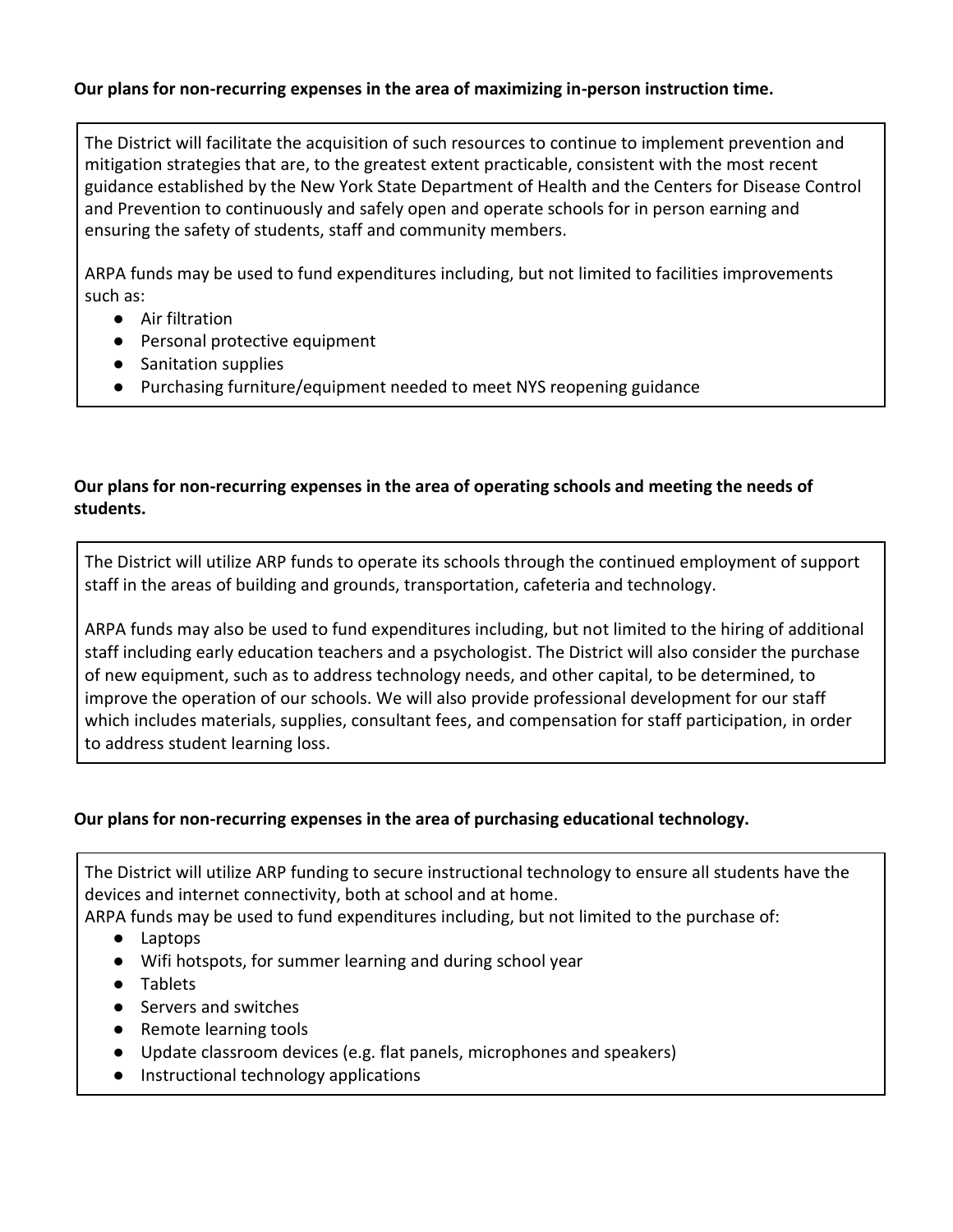**Our plans for non-recurring expenses in the area of maximizing in-person instruction time.**

The District will facilitate the acquisition of such resources to continue to implement prevention and mitigation strategies that are, to the greatest extent practicable, consistent with the most recent guidance established by the New York State Department of Health and the Centers for Disease Control and Prevention to continuously and safely open and operate schools for in person earning and ensuring the safety of students, staff and community members.

ARPA funds may be used to fund expenditures including, but not limited to facilities improvements such as:

- Air filtration
- Personal protective equipment
- Sanitation supplies
- Purchasing furniture/equipment needed to meet NYS reopening guidance

**Our plans for non-recurring expenses in the area of operating schools and meeting the needs of students.**

The District will utilize ARP funds to operate its schools through the continued employment of support staff in the areas of building and grounds, transportation, cafeteria and technology.

ARPA funds may also be used to fund expenditures including, but not limited to the hiring of additional staff including early education teachers and a psychologist. The District will also consider the purchase of new equipment, such as to address technology needs, and other capital, to be determined, to improve the operation of our schools. We will also provide professional development for our staff which includes materials, supplies, consultant fees, and compensation for staff participation, in order to address student learning loss.

**Our plans for non-recurring expenses in the area of purchasing educational technology.**

The District will utilize ARP funding to secure instructional technology to ensure all students have the devices and internet connectivity, both at school and at home.
ARPA funds may be used to fund expenditures including, but not limited to the purchase of:

- Laptops
- Wifi hotspots, for summer learning and during school year
- Tablets
- Servers and switches
- Remote learning tools
- Update classroom devices (e.g. flat panels, microphones and speakers)
- Instructional technology applications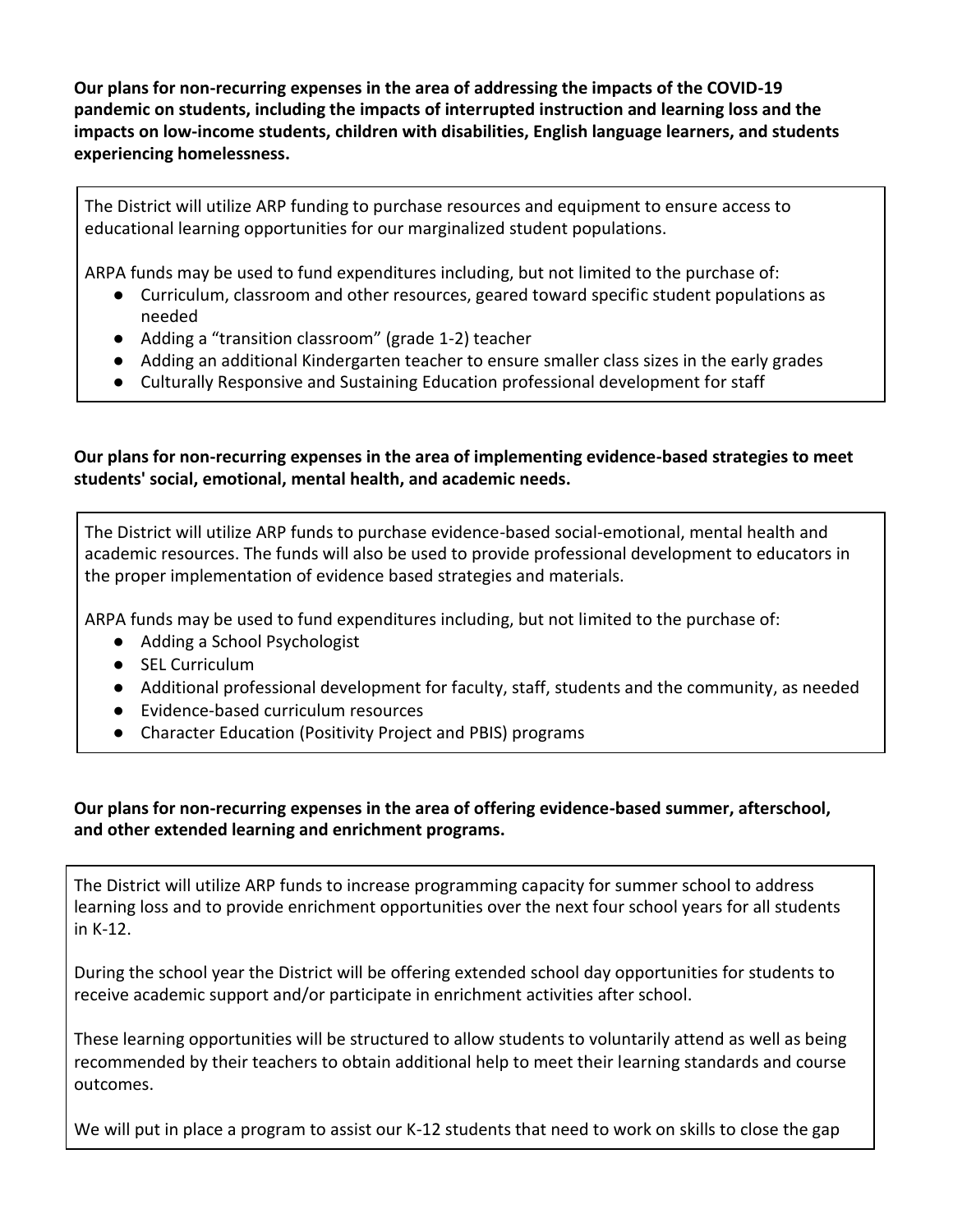**Our plans for non-recurring expenses in the area of addressing the impacts of the COVID-19 pandemic on students, including the impacts of interrupted instruction and learning loss and the impacts on low-income students, children with disabilities, English language learners, and students experiencing homelessness.**

The District will utilize ARP funding to purchase resources and equipment to ensure access to educational learning opportunities for our marginalized student populations.

ARPA funds may be used to fund expenditures including, but not limited to the purchase of:

- Curriculum, classroom and other resources, geared toward specific student populations as needed
- Adding a "transition classroom" (grade 1-2) teacher
- Adding an additional Kindergarten teacher to ensure smaller class sizes in the early grades
- Culturally Responsive and Sustaining Education professional development for staff

**Our plans for non-recurring expenses in the area of implementing evidence-based strategies to meet students' social, emotional, mental health, and academic needs.**

The District will utilize ARP funds to purchase evidence-based social-emotional, mental health and academic resources. The funds will also be used to provide professional development to educators in the proper implementation of evidence based strategies and materials.

ARPA funds may be used to fund expenditures including, but not limited to the purchase of:

- Adding a School Psychologist
- SEL Curriculum
- Additional professional development for faculty, staff, students and the community, as needed
- Evidence-based curriculum resources
- Character Education (Positivity Project and PBIS) programs

**Our plans for non-recurring expenses in the area of offering evidence-based summer, afterschool, and other extended learning and enrichment programs.**

The District will utilize ARP funds to increase programming capacity for summer school to address learning loss and to provide enrichment opportunities over the next four school years for all students in K-12.

During the school year the District will be offering extended school day opportunities for students to receive academic support and/or participate in enrichment activities after school.

These learning opportunities will be structured to allow students to voluntarily attend as well as being recommended by their teachers to obtain additional help to meet their learning standards and course outcomes.

We will put in place a program to assist our K-12 students that need to work on skills to close the gap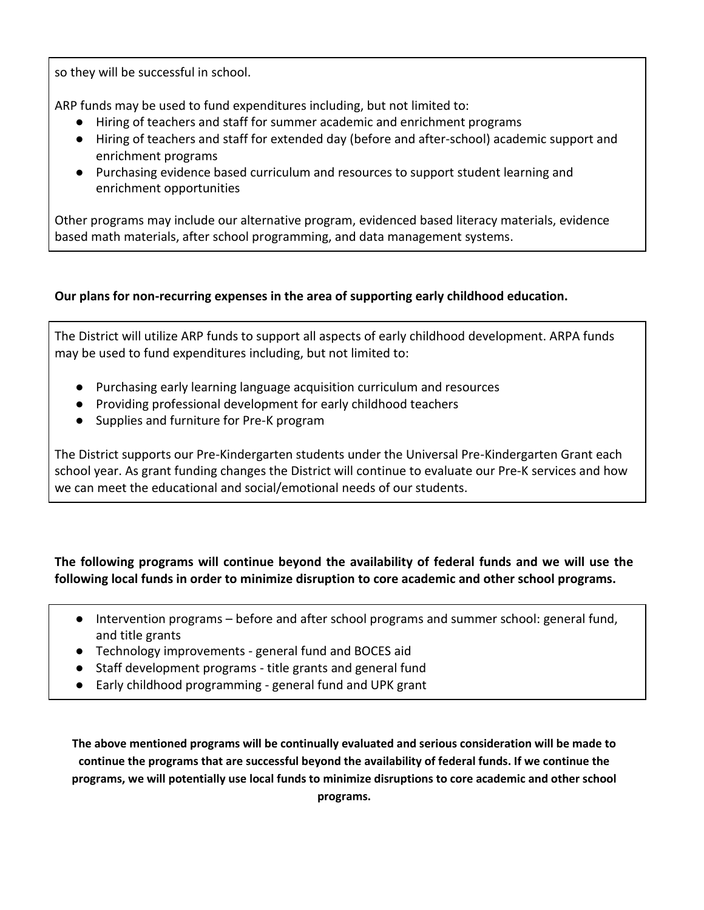so they will be successful in school.

ARP funds may be used to fund expenditures including, but not limited to:

- Hiring of teachers and staff for summer academic and enrichment programs
- Hiring of teachers and staff for extended day (before and after-school) academic support and enrichment programs
- Purchasing evidence based curriculum and resources to support student learning and enrichment opportunities

Other programs may include our alternative program, evidenced based literacy materials, evidence based math materials, after school programming, and data management systems.

**Our plans for non-recurring expenses in the area of supporting early childhood education.**

The District will utilize ARP funds to support all aspects of early childhood development. ARPA funds may be used to fund expenditures including, but not limited to:

- Purchasing early learning language acquisition curriculum and resources
- Providing professional development for early childhood teachers
- Supplies and furniture for Pre-K program

The District supports our Pre-Kindergarten students under the Universal Pre-Kindergarten Grant each school year. As grant funding changes the District will continue to evaluate our Pre-K services and how we can meet the educational and social/emotional needs of our students.

**The following programs will continue beyond the availability of federal funds and we will use the following local funds in order to minimize disruption to core academic and other school programs.**

- Intervention programs – before and after school programs and summer school: general fund, and title grants
- Technology improvements - general fund and BOCES aid
- Staff development programs - title grants and general fund
- Early childhood programming - general fund and UPK grant

**The above mentioned programs will be continually evaluated and serious consideration will be made to continue the programs that are successful beyond the availability of federal funds. If we continue the programs, we will potentially use local funds to minimize disruptions to core academic and other school programs.**